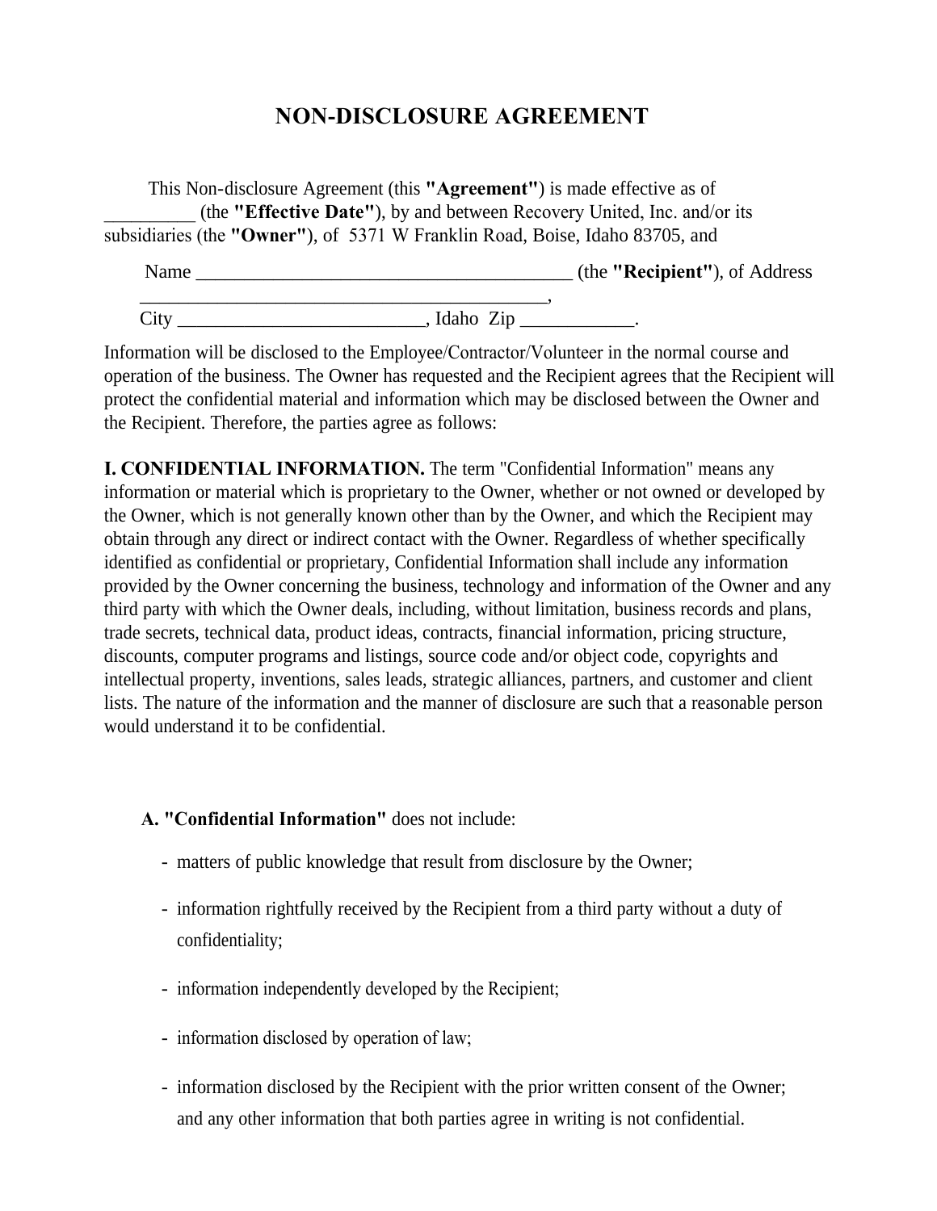# NON-DISCLOSURE AGREEMENT

This Non-disclosure Agreement (this **"Agreement"**) is made effective as of __________ (the **"Effective Date"**), by and between Recovery United, Inc. and/or its subsidiaries (the **"Owner"**), of 5371 W Franklin Road, Boise, Idaho 83705, and

Name ________________________________________ (the **"Recipient"**), of Address ___________________________________________,
City __________________________, Idaho Zip ____________.

Information will be disclosed to the Employee/Contractor/Volunteer in the normal course and operation of the business. The Owner has requested and the Recipient agrees that the Recipient will protect the confidential material and information which may be disclosed between the Owner and the Recipient. Therefore, the parties agree as follows:

**I. CONFIDENTIAL INFORMATION.** The term "Confidential Information" means any information or material which is proprietary to the Owner, whether or not owned or developed by the Owner, which is not generally known other than by the Owner, and which the Recipient may obtain through any direct or indirect contact with the Owner. Regardless of whether specifically identified as confidential or proprietary, Confidential Information shall include any information provided by the Owner concerning the business, technology and information of the Owner and any third party with which the Owner deals, including, without limitation, business records and plans, trade secrets, technical data, product ideas, contracts, financial information, pricing structure, discounts, computer programs and listings, source code and/or object code, copyrights and intellectual property, inventions, sales leads, strategic alliances, partners, and customer and client lists. The nature of the information and the manner of disclosure are such that a reasonable person would understand it to be confidential.

**A. "Confidential Information"** does not include:

- matters of public knowledge that result from disclosure by the Owner;
- information rightfully received by the Recipient from a third party without a duty of confidentiality;
- information independently developed by the Recipient;
- information disclosed by operation of law;
- information disclosed by the Recipient with the prior written consent of the Owner; and any other information that both parties agree in writing is not confidential.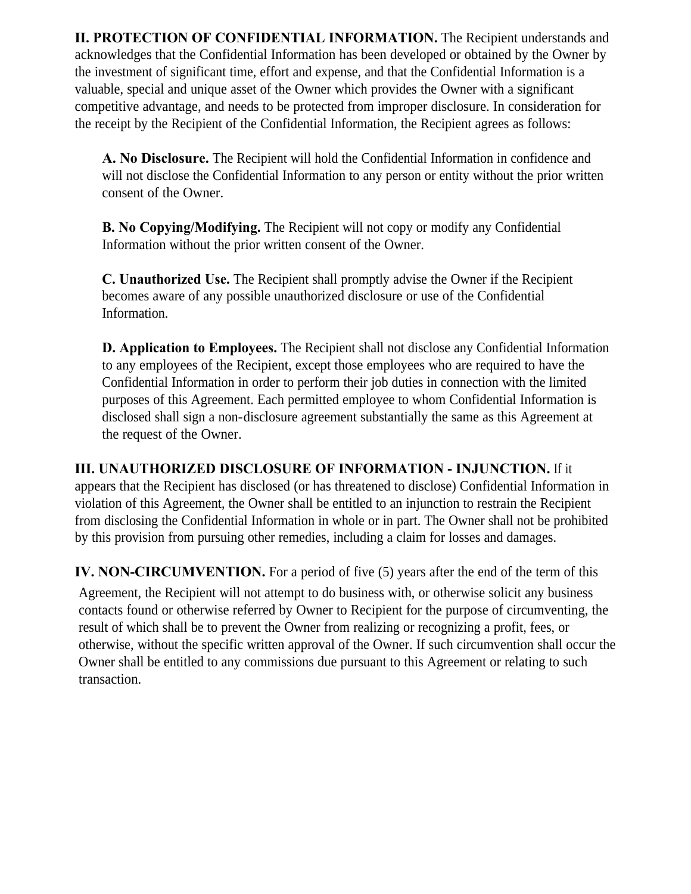**II. PROTECTION OF CONFIDENTIAL INFORMATION.** The Recipient understands and acknowledges that the Confidential Information has been developed or obtained by the Owner by the investment of significant time, effort and expense, and that the Confidential Information is a valuable, special and unique asset of the Owner which provides the Owner with a significant competitive advantage, and needs to be protected from improper disclosure. In consideration for the receipt by the Recipient of the Confidential Information, the Recipient agrees as follows:

> **A. No Disclosure.** The Recipient will hold the Confidential Information in confidence and will not disclose the Confidential Information to any person or entity without the prior written consent of the Owner.
>
> **B. No Copying/Modifying.** The Recipient will not copy or modify any Confidential Information without the prior written consent of the Owner.
>
> **C. Unauthorized Use.** The Recipient shall promptly advise the Owner if the Recipient becomes aware of any possible unauthorized disclosure or use of the Confidential Information.
>
> **D. Application to Employees.** The Recipient shall not disclose any Confidential Information to any employees of the Recipient, except those employees who are required to have the Confidential Information in order to perform their job duties in connection with the limited purposes of this Agreement. Each permitted employee to whom Confidential Information is disclosed shall sign a non-disclosure agreement substantially the same as this Agreement at the request of the Owner.

**III. UNAUTHORIZED DISCLOSURE OF INFORMATION - INJUNCTION.** If it appears that the Recipient has disclosed (or has threatened to disclose) Confidential Information in violation of this Agreement, the Owner shall be entitled to an injunction to restrain the Recipient from disclosing the Confidential Information in whole or in part. The Owner shall not be prohibited by this provision from pursuing other remedies, including a claim for losses and damages.

**IV. NON-CIRCUMVENTION.** For a period of five (5) years after the end of the term of this Agreement, the Recipient will not attempt to do business with, or otherwise solicit any business contacts found or otherwise referred by Owner to Recipient for the purpose of circumventing, the result of which shall be to prevent the Owner from realizing or recognizing a profit, fees, or otherwise, without the specific written approval of the Owner. If such circumvention shall occur the Owner shall be entitled to any commissions due pursuant to this Agreement or relating to such transaction.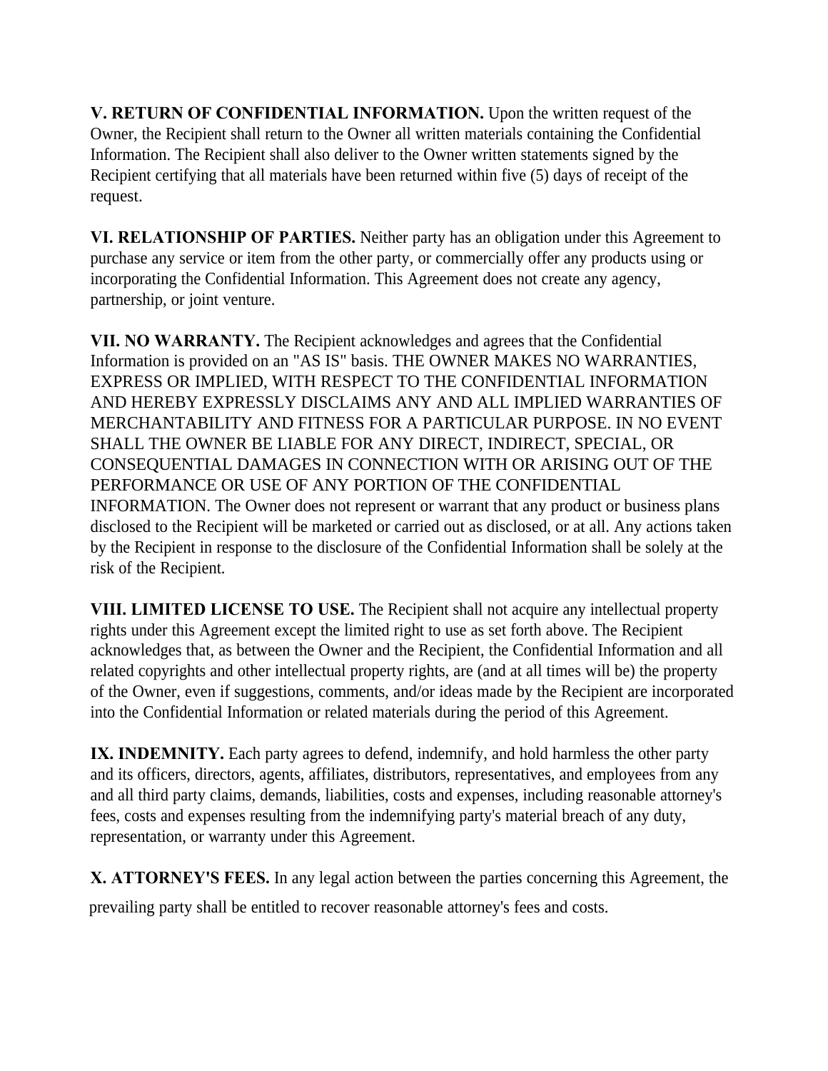**V. RETURN OF CONFIDENTIAL INFORMATION.** Upon the written request of the Owner, the Recipient shall return to the Owner all written materials containing the Confidential Information. The Recipient shall also deliver to the Owner written statements signed by the Recipient certifying that all materials have been returned within five (5) days of receipt of the request.

**VI. RELATIONSHIP OF PARTIES.** Neither party has an obligation under this Agreement to purchase any service or item from the other party, or commercially offer any products using or incorporating the Confidential Information. This Agreement does not create any agency, partnership, or joint venture.

**VII. NO WARRANTY.** The Recipient acknowledges and agrees that the Confidential Information is provided on an "AS IS" basis. THE OWNER MAKES NO WARRANTIES, EXPRESS OR IMPLIED, WITH RESPECT TO THE CONFIDENTIAL INFORMATION AND HEREBY EXPRESSLY DISCLAIMS ANY AND ALL IMPLIED WARRANTIES OF MERCHANTABILITY AND FITNESS FOR A PARTICULAR PURPOSE. IN NO EVENT SHALL THE OWNER BE LIABLE FOR ANY DIRECT, INDIRECT, SPECIAL, OR CONSEQUENTIAL DAMAGES IN CONNECTION WITH OR ARISING OUT OF THE PERFORMANCE OR USE OF ANY PORTION OF THE CONFIDENTIAL INFORMATION. The Owner does not represent or warrant that any product or business plans disclosed to the Recipient will be marketed or carried out as disclosed, or at all. Any actions taken by the Recipient in response to the disclosure of the Confidential Information shall be solely at the risk of the Recipient.

**VIII. LIMITED LICENSE TO USE.** The Recipient shall not acquire any intellectual property rights under this Agreement except the limited right to use as set forth above. The Recipient acknowledges that, as between the Owner and the Recipient, the Confidential Information and all related copyrights and other intellectual property rights, are (and at all times will be) the property of the Owner, even if suggestions, comments, and/or ideas made by the Recipient are incorporated into the Confidential Information or related materials during the period of this Agreement.

**IX. INDEMNITY.** Each party agrees to defend, indemnify, and hold harmless the other party and its officers, directors, agents, affiliates, distributors, representatives, and employees from any and all third party claims, demands, liabilities, costs and expenses, including reasonable attorney's fees, costs and expenses resulting from the indemnifying party's material breach of any duty, representation, or warranty under this Agreement.

**X. ATTORNEY'S FEES.** In any legal action between the parties concerning this Agreement, the prevailing party shall be entitled to recover reasonable attorney's fees and costs.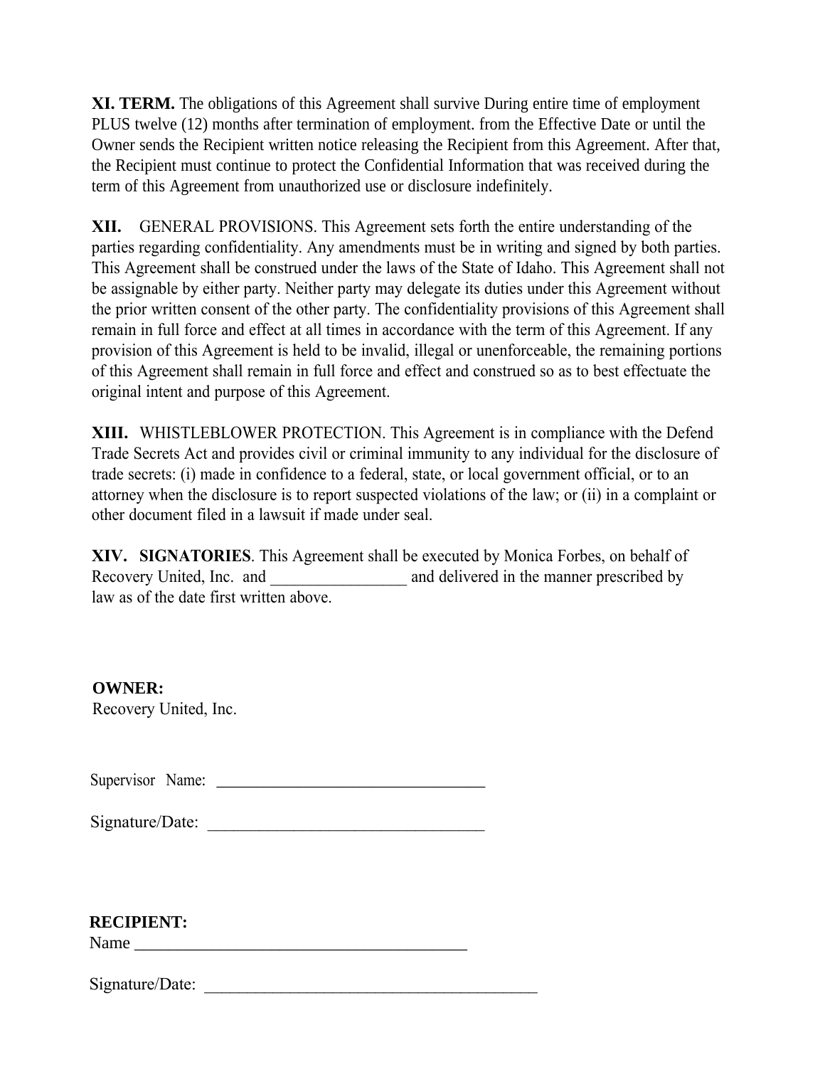**XI. TERM.** The obligations of this Agreement shall survive During entire time of employment PLUS twelve (12) months after termination of employment. from the Effective Date or until the Owner sends the Recipient written notice releasing the Recipient from this Agreement. After that, the Recipient must continue to protect the Confidential Information that was received during the term of this Agreement from unauthorized use or disclosure indefinitely.

**XII.** GENERAL PROVISIONS. This Agreement sets forth the entire understanding of the parties regarding confidentiality. Any amendments must be in writing and signed by both parties. This Agreement shall be construed under the laws of the State of Idaho. This Agreement shall not be assignable by either party. Neither party may delegate its duties under this Agreement without the prior written consent of the other party. The confidentiality provisions of this Agreement shall remain in full force and effect at all times in accordance with the term of this Agreement. If any provision of this Agreement is held to be invalid, illegal or unenforceable, the remaining portions of this Agreement shall remain in full force and effect and construed so as to best effectuate the original intent and purpose of this Agreement.

**XIII.** WHISTLEBLOWER PROTECTION. This Agreement is in compliance with the Defend Trade Secrets Act and provides civil or criminal immunity to any individual for the disclosure of trade secrets: (i) made in confidence to a federal, state, or local government official, or to an attorney when the disclosure is to report suspected violations of the law; or (ii) in a complaint or other document filed in a lawsuit if made under seal.

**XIV. SIGNATORIES**. This Agreement shall be executed by Monica Forbes, on behalf of Recovery United, Inc. and ________________ and delivered in the manner prescribed by law as of the date first written above.

**OWNER:**
Recovery United, Inc.

Supervisor Name: _________________________________

Signature/Date: _________________________________

**RECIPIENT:**
Name ________________________________________

Signature/Date: ________________________________________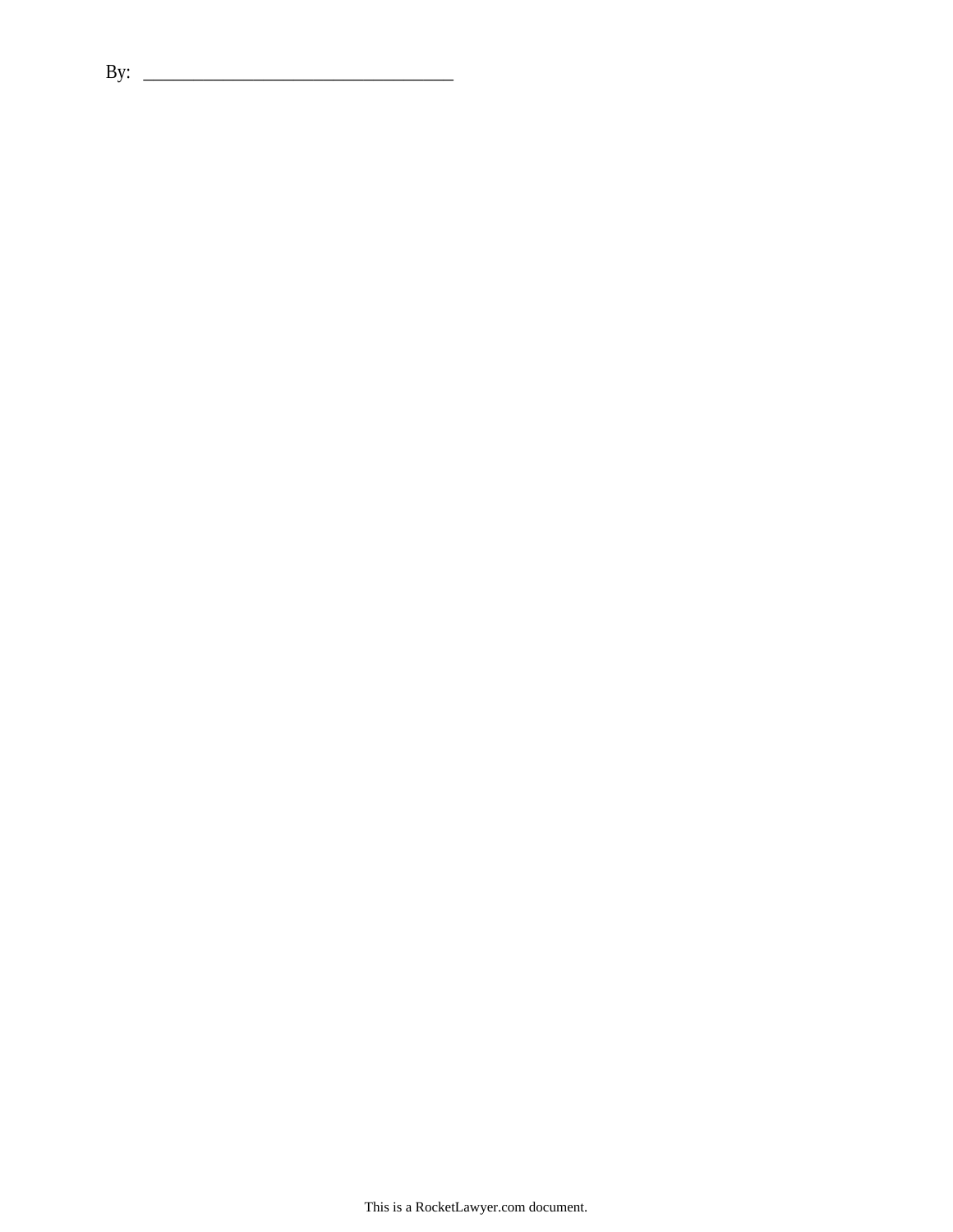By: ________________________________

This is a RocketLawyer.com document.